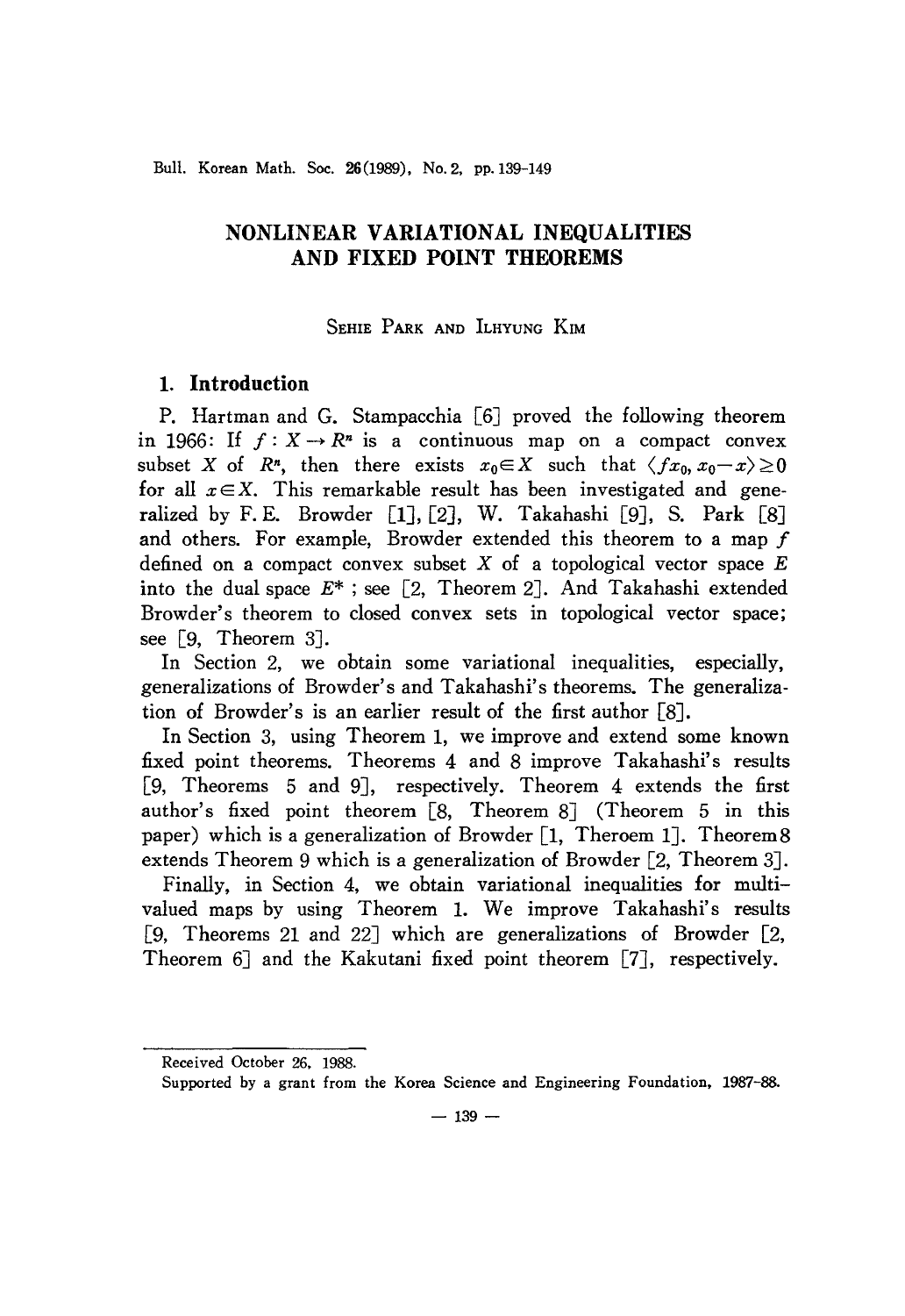# NONLINEAR VARIATIONAL INEQUALITIES AND FIXED POINT THEOREMS

SEHIE PARK AND ILHYUNG KIM

## 1. Introduction

P. Hartman and G. Stampacchia [6] proved the following theorem in 1966: If $f : X \to R^n$ is a continuous map on a compact convex subset $X$ of $R^n$, then there exists $x_0 \in X$ such that $\langle fx_0, x_0 - x \rangle \geq 0$ for all $x \in X$. This remarkable result has been investigated and generalized by F. E. Browder [1], [2], W. Takahashi [9], S. Park [8] and others. For example, Browder extended this theorem to a map $f$ defined on a compact convex subset $X$ of a topological vector space $E$ into the dual space $E^*$ ; see [2, Theorem 2]. And Takahashi extended Browder's theorem to closed convex sets in topological vector space; see [9, Theorem 3].

In Section 2, we obtain some variational inequalities, especially, generalizations of Browder's and Takahashi's theorems. The generalization of Browder's is an earlier result of the first author [8].

In Section 3, using Theorem 1, we improve and extend some known fixed point theorems. Theorems 4 and 8 improve Takahashi's results [9, Theorems 5 and 9], respectively. Theorem 4 extends the first author's fixed point theorem [8, Theorem 8] (Theorem 5 in this paper) which is a generalization of Browder [1, Theroem 1]. Theorem 8 extends Theorem 9 which is a generalization of Browder [2, Theorem 3].

Finally, in Section 4, we obtain variational inequalities for multi-valued maps by using Theorem 1. We improve Takahashi's results [9, Theorems 21 and 22] which are generalizations of Browder [2, Theorem 6] and the Kakutani fixed point theorem [7], respectively.

---

Received October 26, 1988.

Supported by a grant from the Korea Science and Engineering Foundation, 1987-88.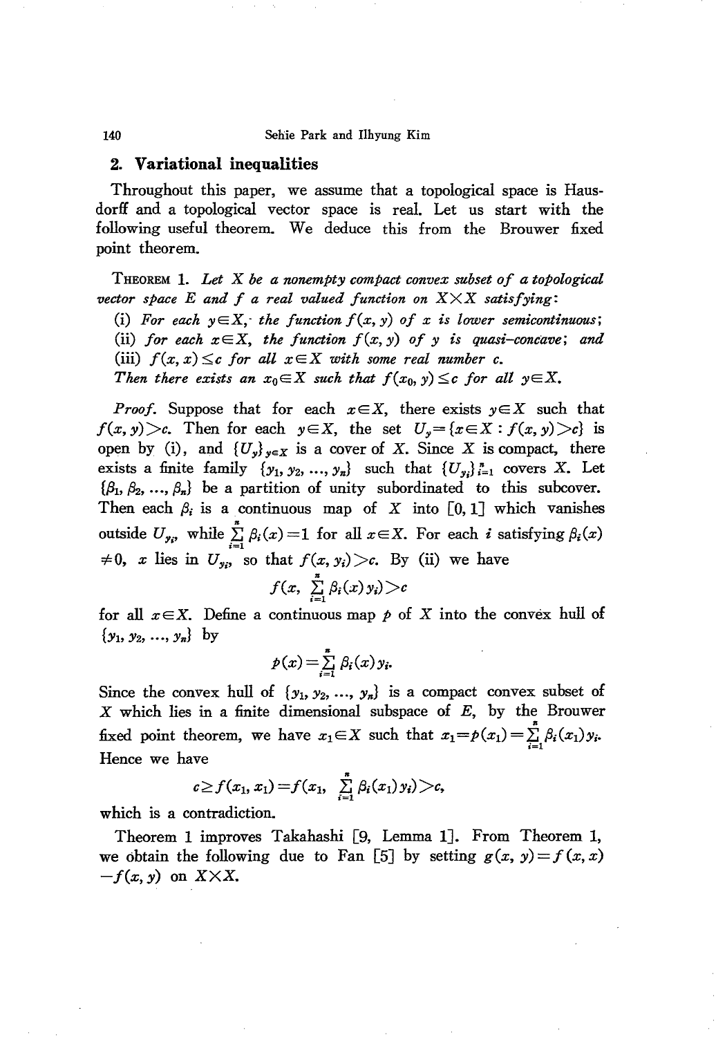## 2. Variational inequalities

Throughout this paper, we assume that a topological space is Hausdorff and a topological vector space is real. Let us start with the following useful theorem. We deduce this from the Brouwer fixed point theorem.

THEOREM 1. *Let $X$ be a nonempty compact convex subset of a topological vector space $E$ and $f$ a real valued function on $X\times X$ satisfying:*

*(i) For each $y\in X$, the function $f(x, y)$ of $x$ is lower semicontinuous;*

*(ii) for each $x\in X$, the function $f(x, y)$ of $y$ is quasi-concave; and*

*(iii) $f(x, x)\leq c$ for all $x\in X$ with some real number $c$.*

*Then there exists an $x_0\in X$ such that $f(x_0, y)\leq c$ for all $y\in X$.*

*Proof.* Suppose that for each $x\in X$, there exists $y\in X$ such that $f(x, y)>c$. Then for each $y\in X$, the set $U_y=\{x\in X : f(x, y)>c\}$ is open by (i), and $\{U_y\}_{y\in X}$ is a cover of $X$. Since $X$ is compact, there exists a finite family $\{y_1, y_2, \ldots, y_n\}$ such that $\{U_{y_i}\}_{i=1}^n$ covers $X$. Let $\{\beta_1, \beta_2, \ldots, \beta_n\}$ be a partition of unity subordinated to this subcover. Then each $\beta_i$ is a continuous map of $X$ into $[0, 1]$ which vanishes outside $U_{y_i}$, while $\sum_{i=1}^n \beta_i(x)=1$ for all $x\in X$. For each $i$ satisfying $\beta_i(x)\neq 0$, $x$ lies in $U_{y_i}$, so that $f(x, y_i)>c$. By (ii) we have

$$f(x, \sum_{i=1}^n \beta_i(x) y_i)>c$$

for all $x\in X$. Define a continuous map $p$ of $X$ into the convex hull of $\{y_1, y_2, \ldots, y_n\}$ by

$$p(x)=\sum_{i=1}^n \beta_i(x) y_i.$$

Since the convex hull of $\{y_1, y_2, \ldots, y_n\}$ is a compact convex subset of $X$ which lies in a finite dimensional subspace of $E$, by the Brouwer fixed point theorem, we have $x_1\in X$ such that $x_1=p(x_1)=\sum_{i=1}^n \beta_i(x_1) y_i$. Hence we have

$$c\geq f(x_1, x_1)=f(x_1, \sum_{i=1}^n \beta_i(x_1) y_i)>c,$$

which is a contradiction.

Theorem 1 improves Takahashi [9, Lemma 1]. From Theorem 1, we obtain the following due to Fan [5] by setting $g(x, y)=f(x, x)-f(x, y)$ on $X\times X$.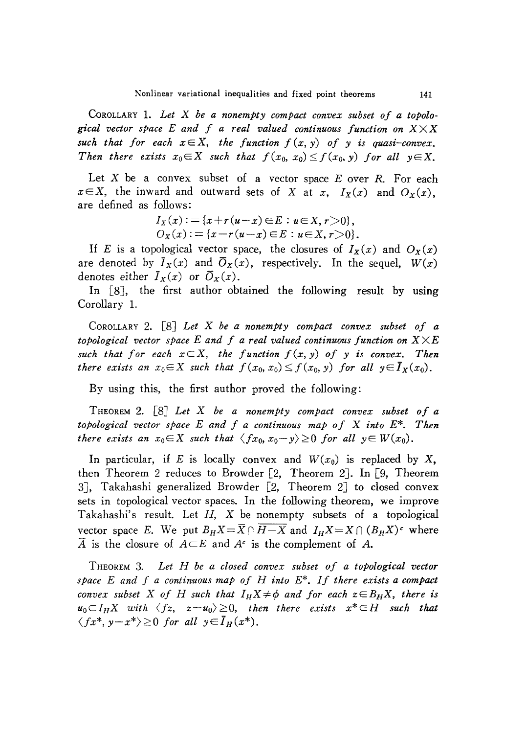**Corollary 1.** *Let $X$ be a nonempty compact convex subset of a topological vector space $E$ and $f$ a real valued continuous function on $X \times X$ such that for each $x \in X$, the function $f(x, y)$ of $y$ is quasi-convex. Then there exists $x_0 \in X$ such that $f(x_0, x_0) \leq f(x_0, y)$ for all $y \in X$.*

Let $X$ be a convex subset of a vector space $E$ over $R$. For each $x \in X$, the inward and outward sets of $X$ at $x$, $I_X(x)$ and $O_X(x)$, are defined as follows:

$$I_X(x) := \{x + r(u - x) \in E : u \in X, r > 0\},$$
$$O_X(x) := \{x - r(u - x) \in E : u \in X, r > 0\}.$$

If $E$ is a topological vector space, the closures of $I_X(x)$ and $O_X(x)$ are denoted by $\bar{I}_X(x)$ and $\bar{O}_X(x)$, respectively. In the sequel, $W(x)$ denotes either $\bar{I}_X(x)$ or $\bar{O}_X(x)$.

In [8], the first author obtained the following result by using Corollary 1.

**Corollary 2.** [8] *Let $X$ be a nonempty compact convex subset of a topological vector space $E$ and $f$ a real valued continuous function on $X \times E$ such that for each $x \subset X$, the function $f(x, y)$ of $y$ is convex. Then there exists an $x_0 \in X$ such that $f(x_0, x_0) \leq f(x_0, y)$ for all $y \in \bar{I}_X(x_0)$.*

By using this, the first author proved the following:

**Theorem 2.** [8] *Let $X$ be a nonempty compact convex subset of a topological vector space $E$ and $f$ a continuous map of $X$ into $E^*$. Then there exists an $x_0 \in X$ such that $\langle fx_0, x_0 - y \rangle \geq 0$ for all $y \in W(x_0)$.*

In particular, if $E$ is locally convex and $W(x_0)$ is replaced by $X$, then Theorem 2 reduces to Browder [2, Theorem 2]. In [9, Theorem 3], Takahashi generalized Browder [2, Theorem 2] to closed convex sets in topological vector spaces. In the following theorem, we improve Takahashi's result. Let $H$, $X$ be nonempty subsets of a topological vector space $E$. We put $B_H X = \bar{X} \cap \overline{H - X}$ and $I_H X = X \cap (B_H X)^c$ where $\bar{A}$ is the closure of $A \subset E$ and $A^c$ is the complement of $A$.

**Theorem 3.** *Let $H$ be a closed convex subset of a topological vector space $E$ and $f$ a continuous map of $H$ into $E^*$. If there exists a compact convex subset $X$ of $H$ such that $I_H X \neq \phi$ and for each $z \in B_H X$, there is $u_0 \in I_H X$ with $\langle fz, z - u_0 \rangle \geq 0$, then there exists $x^* \in H$ such that $\langle fx^*, y - x^* \rangle \geq 0$ for all $y \in \bar{I}_H(x^*)$.*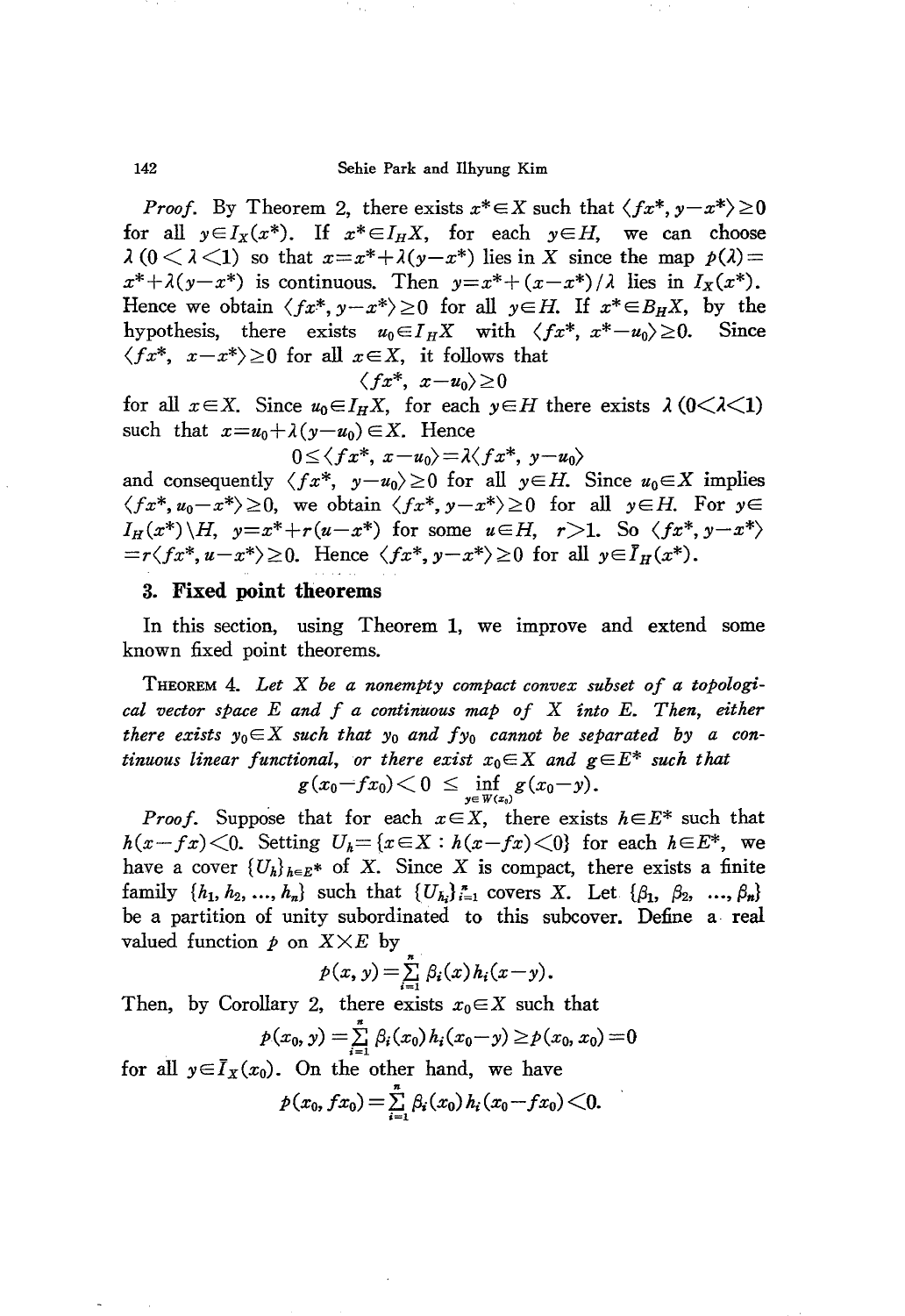*Proof.* By Theorem 2, there exists $x^* \in X$ such that $\langle fx^*, y-x^* \rangle \geq 0$ for all $y \in I_X(x^*)$. If $x^* \in I_H X$, for each $y \in H$, we can choose $\lambda$ $(0 < \lambda < 1)$ so that $x = x^* + \lambda(y - x^*)$ lies in $X$ since the map $p(\lambda) = x^* + \lambda(y - x^*)$ is continuous. Then $y = x^* + (x - x^*)/\lambda$ lies in $I_X(x^*)$. Hence we obtain $\langle fx^*, y-x^* \rangle \geq 0$ for all $y \in H$. If $x^* \in B_H X$, by the hypothesis, there exists $u_0 \in I_H X$ with $\langle fx^*, x^* - u_0 \rangle \geq 0$. Since $\langle fx^*, x - x^* \rangle \geq 0$ for all $x \in X$, it follows that

$$\langle fx^*, x - u_0 \rangle \geq 0$$

for all $x \in X$. Since $u_0 \in I_H X$, for each $y \in H$ there exists $\lambda$ $(0 < \lambda < 1)$ such that $x = u_0 + \lambda(y - u_0) \in X$. Hence

$$0 \leq \langle fx^*, x - u_0 \rangle = \lambda \langle fx^*, y - u_0 \rangle$$

and consequently $\langle fx^*, y - u_0 \rangle \geq 0$ for all $y \in H$. Since $u_0 \in X$ implies $\langle fx^*, u_0 - x^* \rangle \geq 0$, we obtain $\langle fx^*, y - x^* \rangle \geq 0$ for all $y \in H$. For $y \in I_H(x^*) \backslash H$, $y = x^* + r(u - x^*)$ for some $u \in H$, $r > 1$. So $\langle fx^*, y - x^* \rangle = r \langle fx^*, u - x^* \rangle \geq 0$. Hence $\langle fx^*, y - x^* \rangle \geq 0$ for all $y \in \bar{I}_H(x^*)$.

## 3. Fixed point theorems

In this section, using Theorem 1, we improve and extend some known fixed point theorems.

THEOREM 4. *Let $X$ be a nonempty compact convex subset of a topological vector space $E$ and $f$ a continuous map of $X$ into $E$. Then, either there exists $y_0 \in X$ such that $y_0$ and $fy_0$ cannot be separated by a continuous linear functional, or there exist $x_0 \in X$ and $g \in E^*$ such that*

$$g(x_0 - fx_0) < 0 \leq \inf_{y \in W(x_0)} g(x_0 - y).$$

*Proof.* Suppose that for each $x \in X$, there exists $h \in E^*$ such that $h(x - fx) < 0$. Setting $U_h = \{x \in X : h(x - fx) < 0\}$ for each $h \in E^*$, we have a cover $\{U_h\}_{h \in E^*}$ of $X$. Since $X$ is compact, there exists a finite family $\{h_1, h_2, \ldots, h_n\}$ such that $\{U_{h_i}\}_{i=1}^n$ covers $X$. Let $\{\beta_1, \beta_2, \ldots, \beta_n\}$ be a partition of unity subordinated to this subcover. Define a real valued function $p$ on $X \times E$ by

$$p(x, y) = \sum_{i=1}^{n} \beta_i(x) h_i(x - y).$$

Then, by Corollary 2, there exists $x_0 \in X$ such that

$$p(x_0, y) = \sum_{i=1}^{n} \beta_i(x_0) h_i(x_0 - y) \geq p(x_0, x_0) = 0$$

for all $y \in \bar{I}_X(x_0)$. On the other hand, we have

$$p(x_0, fx_0) = \sum_{i=1}^{n} \beta_i(x_0) h_i(x_0 - fx_0) < 0.$$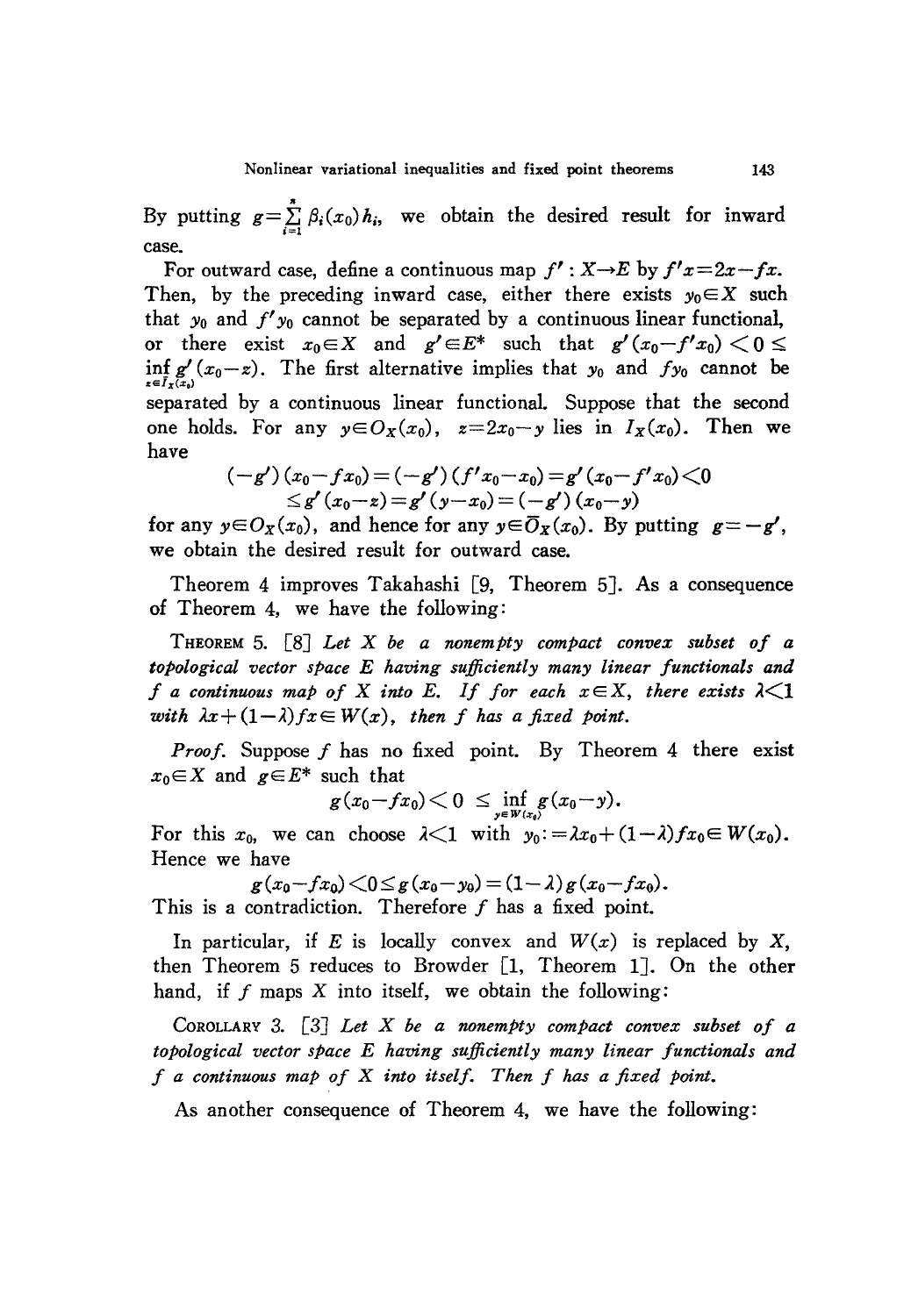By putting $g=\sum_{i=1}^{n} \beta_i(x_0)h_i$, we obtain the desired result for inward case.

For outward case, define a continuous map $f': X \to E$ by $f'x=2x-fx$. Then, by the preceding inward case, either there exists $y_0 \in X$ such that $y_0$ and $f'y_0$ cannot be separated by a continuous linear functional, or there exist $x_0 \in X$ and $g' \in E^*$ such that $g'(x_0-f'x_0)<0 \leq \inf_{z \in \bar{I}_X(x_0)} g'(x_0-z)$. The first alternative implies that $y_0$ and $fy_0$ cannot be separated by a continuous linear functional. Suppose that the second one holds. For any $y \in O_X(x_0)$, $z=2x_0-y$ lies in $I_X(x_0)$. Then we have

$$(-g')(x_0-fx_0)=(-g')(f'x_0-x_0)=g'(x_0-f'x_0)<0$$
$$\leq g'(x_0-z)=g'(y-x_0)=(-g')(x_0-y)$$

for any $y \in O_X(x_0)$, and hence for any $y \in \bar{O}_X(x_0)$. By putting $g=-g'$, we obtain the desired result for outward case.

Theorem 4 improves Takahashi [9, Theorem 5]. As a consequence of Theorem 4, we have the following:

THEOREM 5. [8] *Let $X$ be a nonempty compact convex subset of a topological vector space $E$ having sufficiently many linear functionals and $f$ a continuous map of $X$ into $E$. If for each $x \in X$, there exists $\lambda<1$ with $\lambda x+(1-\lambda)fx \in W(x)$, then $f$ has a fixed point.*

*Proof.* Suppose $f$ has no fixed point. By Theorem 4 there exist $x_0 \in X$ and $g \in E^*$ such that

$$g(x_0-fx_0)<0 \leq \inf_{y \in W(x_0)} g(x_0-y).$$

For this $x_0$, we can choose $\lambda<1$ with $y_0:=\lambda x_0+(1-\lambda)fx_0 \in W(x_0)$. Hence we have

$$g(x_0-fx_0)<0 \leq g(x_0-y_0)=(1-\lambda)g(x_0-fx_0).$$

This is a contradiction. Therefore $f$ has a fixed point.

In particular, if $E$ is locally convex and $W(x)$ is replaced by $X$, then Theorem 5 reduces to Browder [1, Theorem 1]. On the other hand, if $f$ maps $X$ into itself, we obtain the following:

COROLLARY 3. [3] *Let $X$ be a nonempty compact convex subset of a topological vector space $E$ having sufficiently many linear functionals and $f$ a continuous map of $X$ into itself. Then $f$ has a fixed point.*

As another consequence of Theorem 4, we have the following: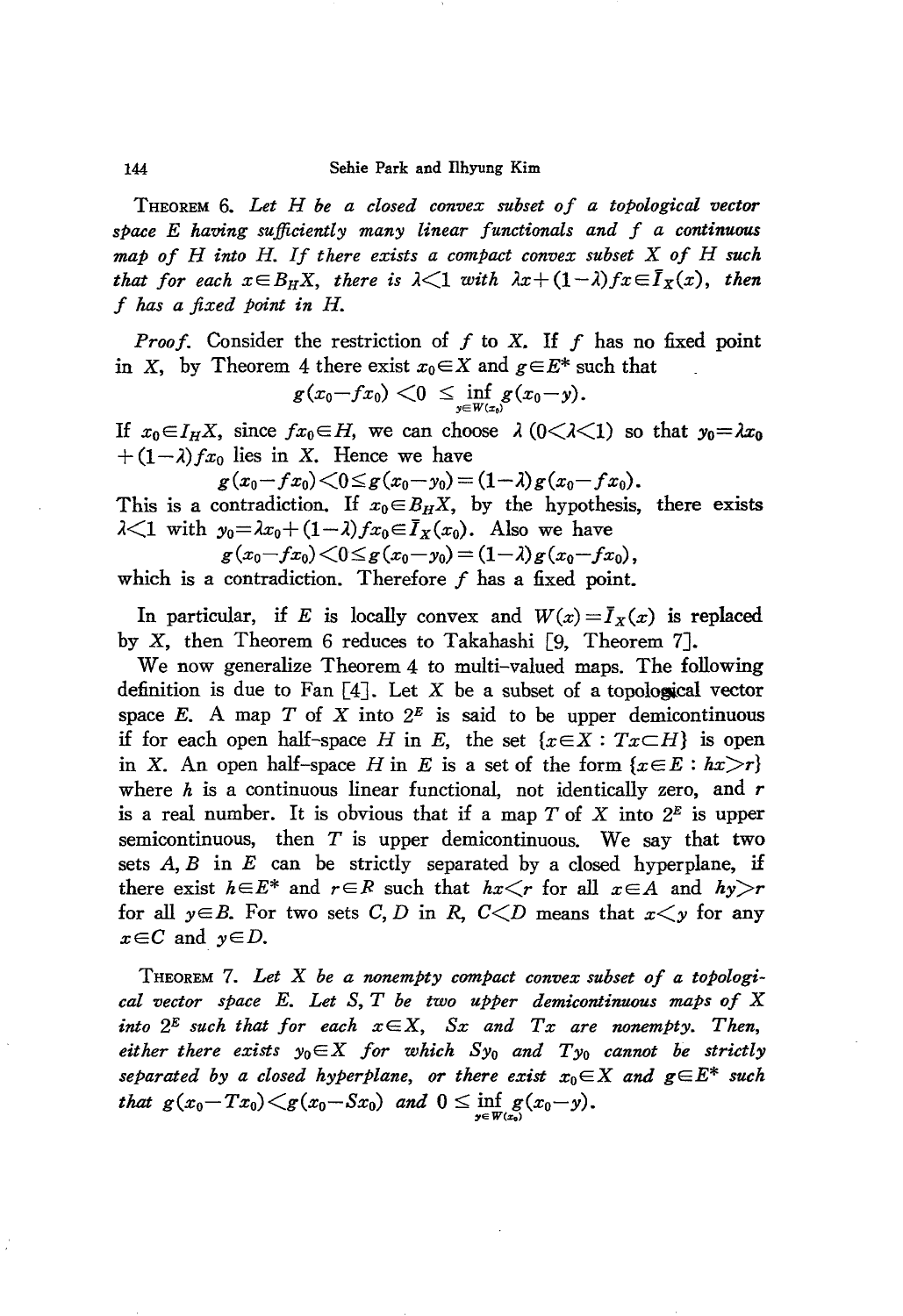**Theorem 6.** *Let $H$ be a closed convex subset of a topological vector space $E$ having sufficiently many linear functionals and $f$ a continuous map of $H$ into $H$. If there exists a compact convex subset $X$ of $H$ such that for each $x \in B_H X$, there is $\lambda < 1$ with $\lambda x + (1-\lambda) fx \in \bar{I}_X(x)$, then $f$ has a fixed point in $H$.*

*Proof.* Consider the restriction of $f$ to $X$. If $f$ has no fixed point in $X$, by Theorem 4 there exist $x_0 \in X$ and $g \in E^*$ such that

$$g(x_0 - fx_0) < 0 \leq \inf_{y \in W(x_0)} g(x_0 - y).$$

If $x_0 \in I_H X$, since $fx_0 \in H$, we can choose $\lambda$ $(0 < \lambda < 1)$ so that $y_0 = \lambda x_0 + (1-\lambda) fx_0$ lies in $X$. Hence we have

$$g(x_0 - fx_0) < 0 \leq g(x_0 - y_0) = (1-\lambda) g(x_0 - fx_0).$$

This is a contradiction. If $x_0 \in B_H X$, by the hypothesis, there exists $\lambda < 1$ with $y_0 = \lambda x_0 + (1-\lambda) fx_0 \in \bar{I}_X(x_0)$. Also we have

$$g(x_0 - fx_0) < 0 \leq g(x_0 - y_0) = (1-\lambda) g(x_0 - fx_0),$$

which is a contradiction. Therefore $f$ has a fixed point.

In particular, if $E$ is locally convex and $W(x) = \bar{I}_X(x)$ is replaced by $X$, then Theorem 6 reduces to Takahashi [9, Theorem 7].

We now generalize Theorem 4 to multi-valued maps. The following definition is due to Fan [4]. Let $X$ be a subset of a topological vector space $E$. A map $T$ of $X$ into $2^E$ is said to be upper demicontinuous if for each open half-space $H$ in $E$, the set $\{x \in X : Tx \subset H\}$ is open in $X$. An open half-space $H$ in $E$ is a set of the form $\{x \in E : hx > r\}$ where $h$ is a continuous linear functional, not identically zero, and $r$ is a real number. It is obvious that if a map $T$ of $X$ into $2^E$ is upper semicontinuous, then $T$ is upper demicontinuous. We say that two sets $A, B$ in $E$ can be strictly separated by a closed hyperplane, if there exist $h \in E^*$ and $r \in R$ such that $hx < r$ for all $x \in A$ and $hy > r$ for all $y \in B$. For two sets $C, D$ in $R$, $C < D$ means that $x < y$ for any $x \in C$ and $y \in D$.

**Theorem 7.** *Let $X$ be a nonempty compact convex subset of a topological vector space $E$. Let $S, T$ be two upper demicontinuous maps of $X$ into $2^E$ such that for each $x \in X$, $Sx$ and $Tx$ are nonempty. Then, either there exists $y_0 \in X$ for which $Sy_0$ and $Ty_0$ cannot be strictly separated by a closed hyperplane, or there exist $x_0 \in X$ and $g \in E^*$ such that $g(x_0 - Tx_0) < g(x_0 - Sx_0)$ and $0 \leq \inf_{y \in W(x_0)} g(x_0 - y)$.*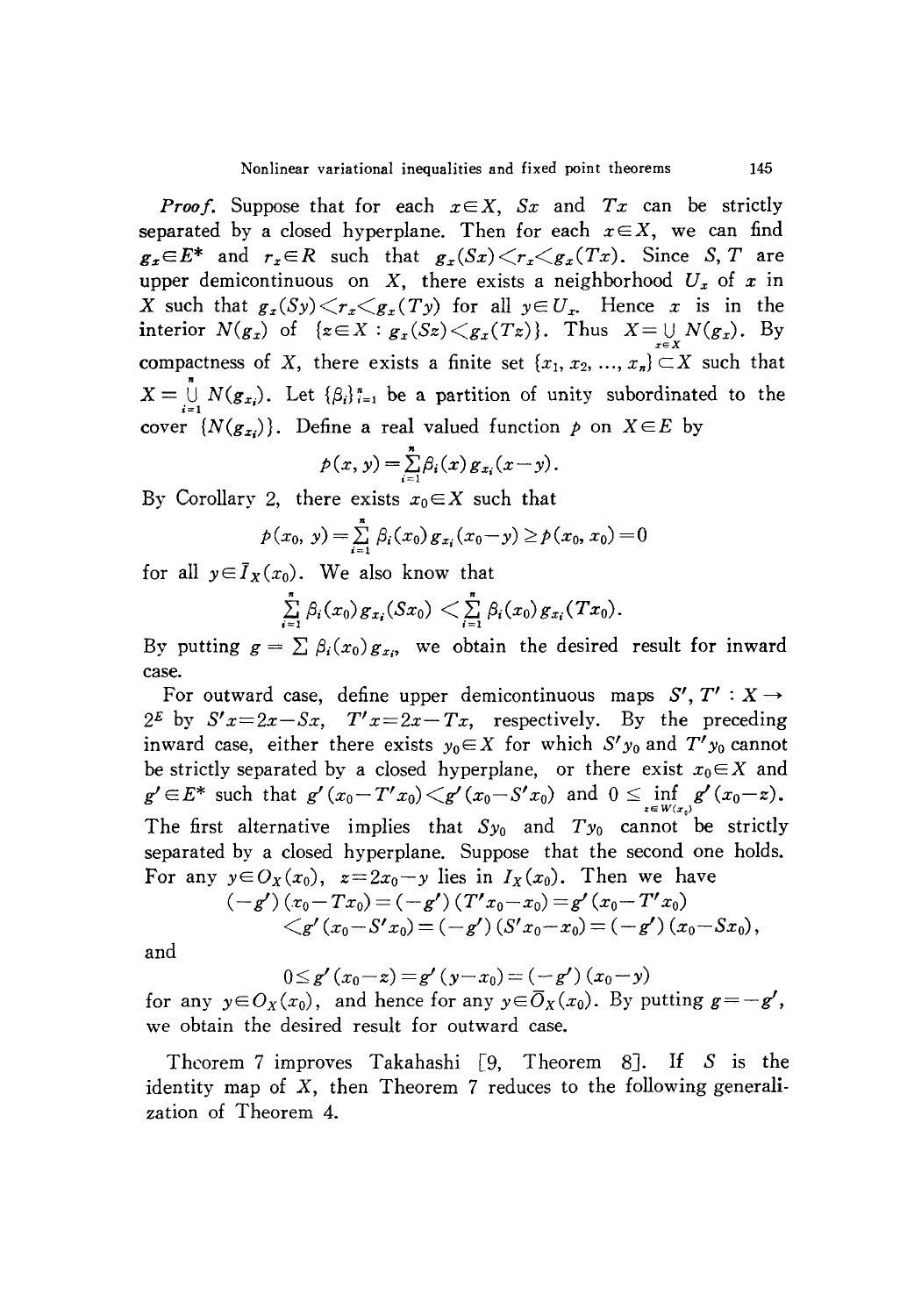*Proof.* Suppose that for each $x \in X$, $Sx$ and $Tx$ can be strictly separated by a closed hyperplane. Then for each $x \in X$, we can find $g_x \in E^*$ and $r_x \in R$ such that $g_x(Sx) < r_x < g_x(Tx)$. Since $S, T$ are upper demicontinuous on $X$, there exists a neighborhood $U_x$ of $x$ in $X$ such that $g_x(Sy) < r_x < g_x(Ty)$ for all $y \in U_x$. Hence $x$ is in the interior $N(g_x)$ of $\{z \in X : g_x(Sz) < g_x(Tz)\}$. Thus $X = \bigcup_{x \in X} N(g_x)$. By compactness of $X$, there exists a finite set $\{x_1, x_2, \ldots, x_n\} \subset X$ such that $X = \bigcup_{i=1}^{n} N(g_{x_i})$. Let $\{\beta_i\}_{i=1}^{n}$ be a partition of unity subordinated to the cover $\{N(g_{x_i})\}$. Define a real valued function $p$ on $X \in E$ by

$$p(x, y) = \sum_{i=1}^{n} \beta_i(x) g_{x_i}(x - y).$$

By Corollary 2, there exists $x_0 \in X$ such that

$$p(x_0, y) = \sum_{i=1}^{n} \beta_i(x_0) g_{x_i}(x_0 - y) \geq p(x_0, x_0) = 0$$

for all $y \in \bar{I}_X(x_0)$. We also know that

$$\sum_{i=1}^{n} \beta_i(x_0) g_{x_i}(Sx_0) < \sum_{i=1}^{n} \beta_i(x_0) g_{x_i}(Tx_0).$$

By putting $g = \sum \beta_i(x_0) g_{x_i}$, we obtain the desired result for inward case.

For outward case, define upper demicontinuous maps $S', T' : X \to 2^E$ by $S'x = 2x - Sx$, $T'x = 2x - Tx$, respectively. By the preceding inward case, either there exists $y_0 \in X$ for which $S'y_0$ and $T'y_0$ cannot be strictly separated by a closed hyperplane, or there exist $x_0 \in X$ and $g' \in E^*$ such that $g'(x_0 - T'x_0) < g'(x_0 - S'x_0)$ and $0 \leq \inf_{z \in W(x_0)} g'(x_0 - z)$. The first alternative implies that $Sy_0$ and $Ty_0$ cannot be strictly separated by a closed hyperplane. Suppose that the second one holds. For any $y \in O_X(x_0)$, $z = 2x_0 - y$ lies in $I_X(x_0)$. Then we have

$$\begin{aligned}(-g')(x_0 - Tx_0) &= (-g')(T'x_0 - x_0) = g'(x_0 - T'x_0) \\ &< g'(x_0 - S'x_0) = (-g')(S'x_0 - x_0) = (-g')(x_0 - Sx_0),\end{aligned}$$

and

$$0 \leq g'(x_0 - z) = g'(y - x_0) = (-g')(x_0 - y)$$

for any $y \in O_X(x_0)$, and hence for any $y \in \bar{O}_X(x_0)$. By putting $g = -g'$, we obtain the desired result for outward case.

Theorem 7 improves Takahashi [9, Theorem 8]. If $S$ is the identity map of $X$, then Theorem 7 reduces to the following generalization of Theorem 4.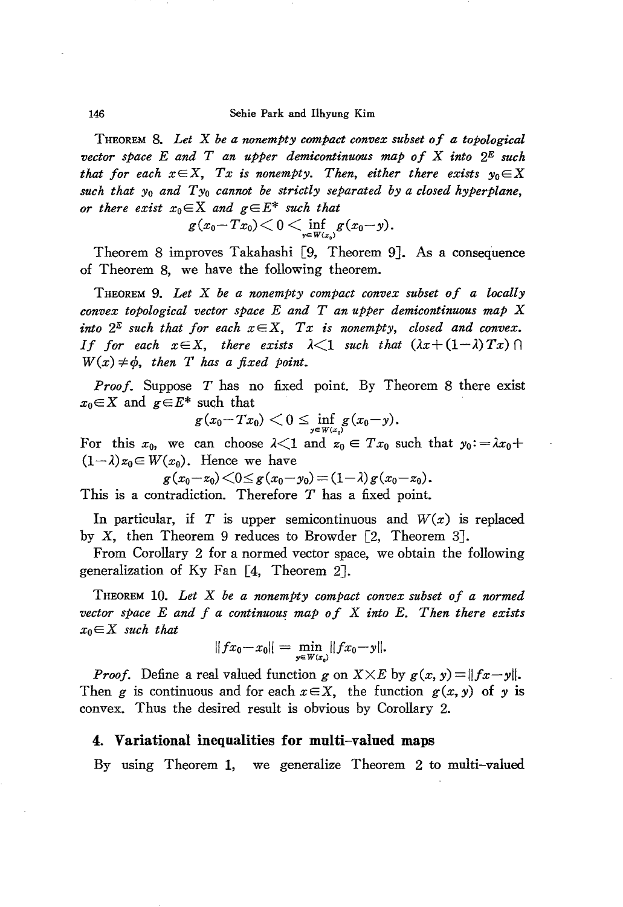**Theorem 8.** *Let $X$ be a nonempty compact convex subset of a topological vector space $E$ and $T$ an upper demicontinuous map of $X$ into $2^E$ such that for each $x \in X$, $Tx$ is nonempty. Then, either there exists $y_0 \in X$ such that $y_0$ and $Ty_0$ cannot be strictly separated by a closed hyperplane, or there exist $x_0 \in X$ and $g \in E^*$ such that*

$$g(x_0 - Tx_0) < 0 < \inf_{y \in W(x_0)} g(x_0 - y).$$

Theorem 8 improves Takahashi [9, Theorem 9]. As a consequence of Theorem 8, we have the following theorem.

**Theorem 9.** *Let $X$ be a nonempty compact convex subset of a locally convex topological vector space $E$ and $T$ an upper demicontinuous map $X$ into $2^E$ such that for each $x \in X$, $Tx$ is nonempty, closed and convex. If for each $x \in X$, there exists $\lambda < 1$ such that $(\lambda x + (1-\lambda)Tx) \cap W(x) \neq \phi$, then $T$ has a fixed point.*

*Proof.* Suppose $T$ has no fixed point. By Theorem 8 there exist $x_0 \in X$ and $g \in E^*$ such that

$$g(x_0 - Tx_0) < 0 \leq \inf_{y \in W(x_0)} g(x_0 - y).$$

For this $x_0$, we can choose $\lambda < 1$ and $z_0 \in Tx_0$ such that $y_0 := \lambda x_0 + (1-\lambda)z_0 \in W(x_0)$. Hence we have

$$g(x_0 - z_0) < 0 \leq g(x_0 - y_0) = (1-\lambda)g(x_0 - z_0).$$

This is a contradiction. Therefore $T$ has a fixed point.

In particular, if $T$ is upper semicontinuous and $W(x)$ is replaced by $X$, then Theorem 9 reduces to Browder [2, Theorem 3].

From Corollary 2 for a normed vector space, we obtain the following generalization of Ky Fan [4, Theorem 2].

**Theorem 10.** *Let $X$ be a nonempty compact convex subset of a normed vector space $E$ and $f$ a continuous map of $X$ into $E$. Then there exists $x_0 \in X$ such that*

$$\|fx_0 - x_0\| = \min_{y \in W(x_0)} \|fx_0 - y\|.$$

*Proof.* Define a real valued function $g$ on $X \times E$ by $g(x, y) = \|fx - y\|$. Then $g$ is continuous and for each $x \in X$, the function $g(x, y)$ of $y$ is convex. Thus the desired result is obvious by Corollary 2.

## 4. Variational inequalities for multi-valued maps

By using Theorem 1, we generalize Theorem 2 to multi-valued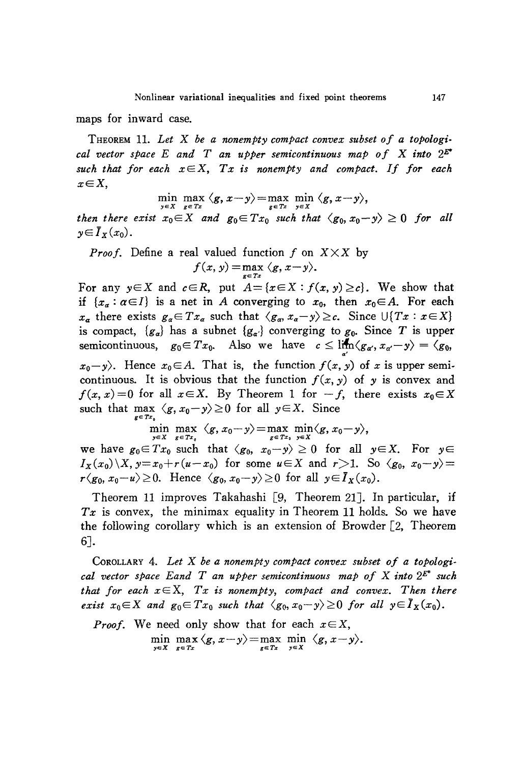maps for inward case.

**Theorem 11.** *Let $X$ be a nonempty compact convex subset of a topological vector space $E$ and $T$ an upper semicontinuous map of $X$ into $2^{E^*}$ such that for each $x \in X$, $Tx$ is nonempty and compact. If for each $x \in X$,*

$$\min_{y \in X} \max_{g \in Tx} \langle g, x-y \rangle = \max_{g \in Tx} \min_{y \in X} \langle g, x-y \rangle,$$

*then there exist $x_0 \in X$ and $g_0 \in Tx_0$ such that $\langle g_0, x_0-y \rangle \geq 0$ for all $y \in \bar{I}_X(x_0)$.*

*Proof.* Define a real valued function $f$ on $X \times X$ by

$$f(x, y) = \max_{g \in Tx} \langle g, x-y \rangle.$$

For any $y \in X$ and $c \in R$, put $A = \{x \in X : f(x, y) \geq c\}$. We show that if $\{x_\alpha : \alpha \in I\}$ is a net in $A$ converging to $x_0$, then $x_0 \in A$. For each $x_\alpha$ there exists $g_\alpha \in Tx_\alpha$ such that $\langle g_\alpha, x_\alpha - y \rangle \geq c$. Since $\bigcup\{Tx : x \in X\}$ is compact, $\{g_\alpha\}$ has a subnet $\{g_{\alpha'}\}$ converging to $g_0$. Since $T$ is upper semicontinuous, $g_0 \in Tx_0$. Also we have $c \leq \lim_{\alpha'} \langle g_{\alpha'}, x_{\alpha'} - y \rangle = \langle g_0, x_0 - y \rangle$. Hence $x_0 \in A$. That is, the function $f(x, y)$ of $x$ is upper semicontinuous. It is obvious that the function $f(x, y)$ of $y$ is convex and $f(x, x) = 0$ for all $x \in X$. By Theorem 1 for $-f$, there exists $x_0 \in X$ such that $\max_{g \in Tx_0} \langle g, x_0 - y \rangle \geq 0$ for all $y \in X$. Since

$$\min_{y \in X} \max_{g \in Tx_0} \langle g, x_0-y \rangle = \max_{g \in Tx_0} \min_{y \in X} \langle g, x_0-y \rangle,$$

we have $g_0 \in Tx_0$ such that $\langle g_0, x_0 - y \rangle \geq 0$ for all $y \in X$. For $y \in I_X(x_0) \backslash X$, $y = x_0 + r(u - x_0)$ for some $u \in X$ and $r > 1$. So $\langle g_0, x_0 - y \rangle = r \langle g_0, x_0 - u \rangle \geq 0$. Hence $\langle g_0, x_0 - y \rangle \geq 0$ for all $y \in \bar{I}_X(x_0)$.

Theorem 11 improves Takahashi [9, Theorem 21]. In particular, if $Tx$ is convex, the minimax equality in Theorem 11 holds. So we have the following corollary which is an extension of Browder [2, Theorem 6].

**Corollary 4.** *Let $X$ be a nonempty compact convex subset of a topological vector space $E$ and $T$ an upper semicontinuous map of $X$ into $2^{E^*}$ such that for each $x \in X$, $Tx$ is nonempty, compact and convex. Then there exist $x_0 \in X$ and $g_0 \in Tx_0$ such that $\langle g_0, x_0 - y \rangle \geq 0$ for all $y \in \bar{I}_X(x_0)$.*

*Proof.* We need only show that for each $x \in X$,

$$\min_{y \in X} \max_{g \in Tx} \langle g, x-y \rangle = \max_{g \in Tx} \min_{y \in X} \langle g, x-y \rangle.$$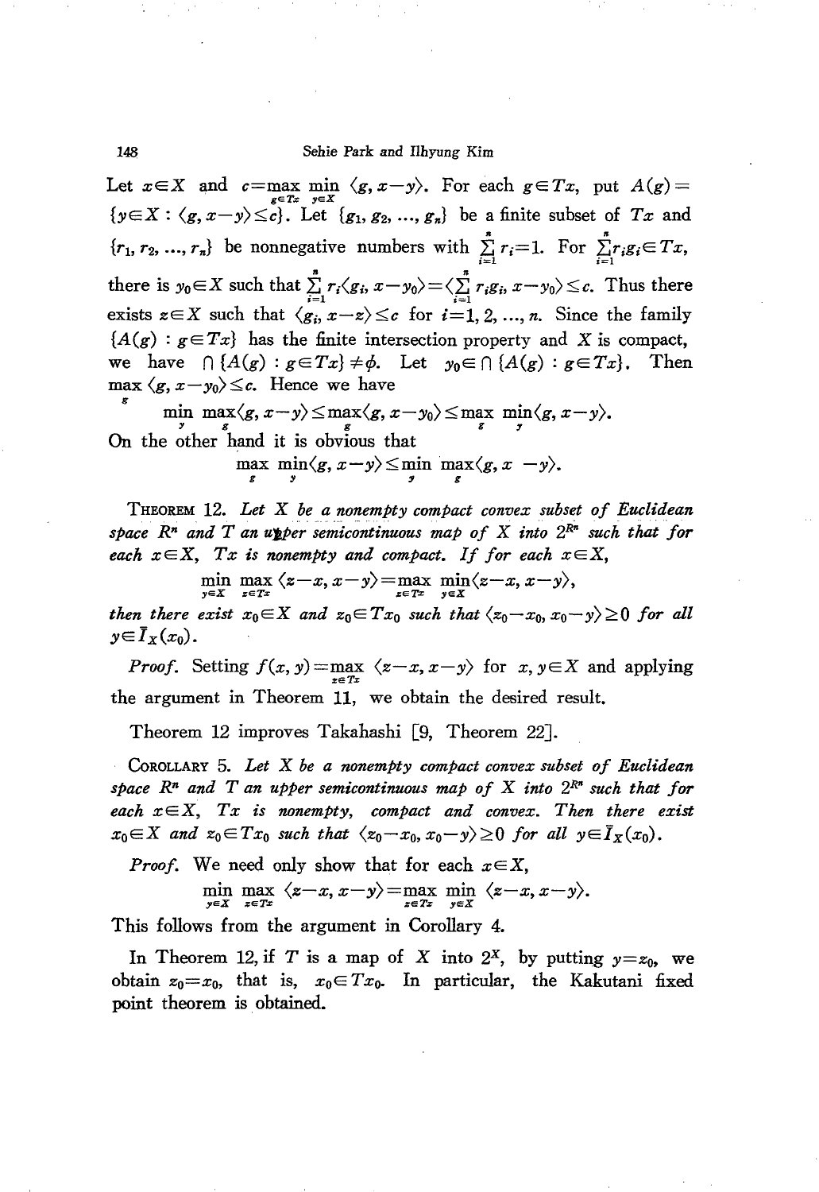Let $x \in X$ and $c = \max_{g \in Tx} \min_{y \in X} \langle g, x-y \rangle$. For each $g \in Tx$, put $A(g) = \{y \in X : \langle g, x-y \rangle \leq c\}$. Let $\{g_1, g_2, \ldots, g_n\}$ be a finite subset of $Tx$ and $\{r_1, r_2, \ldots, r_n\}$ be nonnegative numbers with $\sum_{i=1}^{n} r_i = 1$. For $\sum_{i=1}^{n} r_i g_i \in Tx$, there is $y_0 \in X$ such that $\sum_{i=1}^{n} r_i \langle g_i, x-y_0 \rangle = \langle \sum_{i=1}^{n} r_i g_i, x-y_0 \rangle \leq c$. Thus there exists $z \in X$ such that $\langle g_i, x-z \rangle \leq c$ for $i=1, 2, \ldots, n$. Since the family $\{A(g) : g \in Tx\}$ has the finite intersection property and $X$ is compact, we have $\cap \{A(g) : g \in Tx\} \neq \phi$. Let $y_0 \in \cap \{A(g) : g \in Tx\}$. Then $\max_g \langle g, x-y_0 \rangle \leq c$. Hence we have

$$\min_y \max_g \langle g, x-y \rangle \leq \max_g \langle g, x-y_0 \rangle \leq \max_g \min_y \langle g, x-y \rangle.$$

On the other hand it is obvious that

$$\max_g \min_y \langle g, x-y \rangle \leq \min_y \max_g \langle g, x-y \rangle.$$

THEOREM 12. *Let $X$ be a nonempty compact convex subset of Euclidean space $R^n$ and $T$ an upper semicontinuous map of $X$ into $2^{R^n}$ such that for each $x \in X$, $Tx$ is nonempty and compact. If for each $x \in X$,*

$$\min_{y \in X} \max_{z \in Tx} \langle z-x, x-y \rangle = \max_{z \in Tx} \min_{y \in X} \langle z-x, x-y \rangle,$$

*then there exist $x_0 \in X$ and $z_0 \in Tx_0$ such that $\langle z_0 - x_0, x_0 - y \rangle \geq 0$ for all $y \in \bar{I}_X(x_0)$.*

*Proof.* Setting $f(x, y) = \max_{z \in Tx} \langle z-x, x-y \rangle$ for $x, y \in X$ and applying the argument in Theorem 11, we obtain the desired result.

Theorem 12 improves Takahashi [9, Theorem 22].

COROLLARY 5. *Let $X$ be a nonempty compact convex subset of Euclidean space $R^n$ and $T$ an upper semicontinuous map of $X$ into $2^{R^n}$ such that for each $x \in X$, $Tx$ is nonempty, compact and convex. Then there exist $x_0 \in X$ and $z_0 \in Tx_0$ such that $\langle z_0 - x_0, x_0 - y \rangle \geq 0$ for all $y \in \bar{I}_X(x_0)$.*

*Proof.* We need only show that for each $x \in X$,

$$\min_{y \in X} \max_{z \in Tx} \langle z-x, x-y \rangle = \max_{z \in Tx} \min_{y \in X} \langle z-x, x-y \rangle.$$

This follows from the argument in Corollary 4.

In Theorem 12, if $T$ is a map of $X$ into $2^X$, by putting $y = z_0$, we obtain $z_0 = x_0$, that is, $x_0 \in Tx_0$. In particular, the Kakutani fixed point theorem is obtained.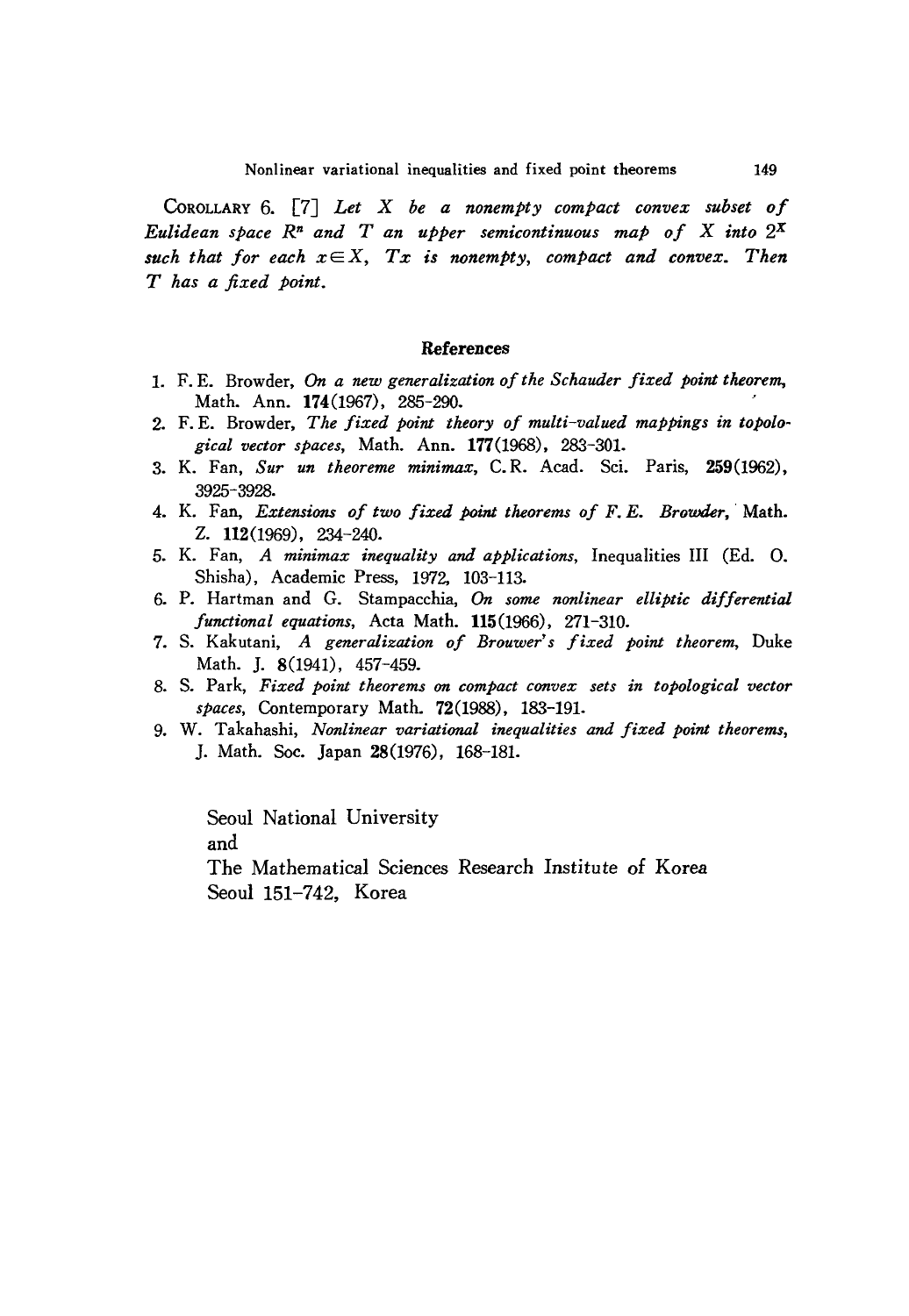COROLLARY 6. [7] *Let $X$ be a nonempty compact convex subset of Eulidean space $R^n$ and $T$ an upper semicontinuous map of $X$ into $2^X$ such that for each $x \in X$, $Tx$ is nonempty, compact and convex. Then $T$ has a fixed point.*

## References

1. F. E. Browder, *On a new generalization of the Schauder fixed point theorem,* Math. Ann. **174**(1967), 285–290.
2. F. E. Browder, *The fixed point theory of multi-valued mappings in topological vector spaces,* Math. Ann. **177**(1968), 283–301.
3. K. Fan, *Sur un theoreme minimax,* C. R. Acad. Sci. Paris, **259**(1962), 3925–3928.
4. K. Fan, *Extensions of two fixed point theorems of F. E. Browder,* Math. Z. **112**(1969), 234–240.
5. K. Fan, *A minimax inequality and applications,* Inequalities III (Ed. O. Shisha), Academic Press, 1972, 103–113.
6. P. Hartman and G. Stampacchia, *On some nonlinear elliptic differential functional equations,* Acta Math. **115**(1966), 271–310.
7. S. Kakutani, *A generalization of Brouwer's fixed point theorem,* Duke Math. J. **8**(1941), 457–459.
8. S. Park, *Fixed point theorems on compact convex sets in topological vector spaces,* Contemporary Math. **72**(1988), 183–191.
9. W. Takahashi, *Nonlinear variational inequalities and fixed point theorems,* J. Math. Soc. Japan **28**(1976), 168–181.

Seoul National University
and
The Mathematical Sciences Research Institute of Korea
Seoul 151–742, Korea